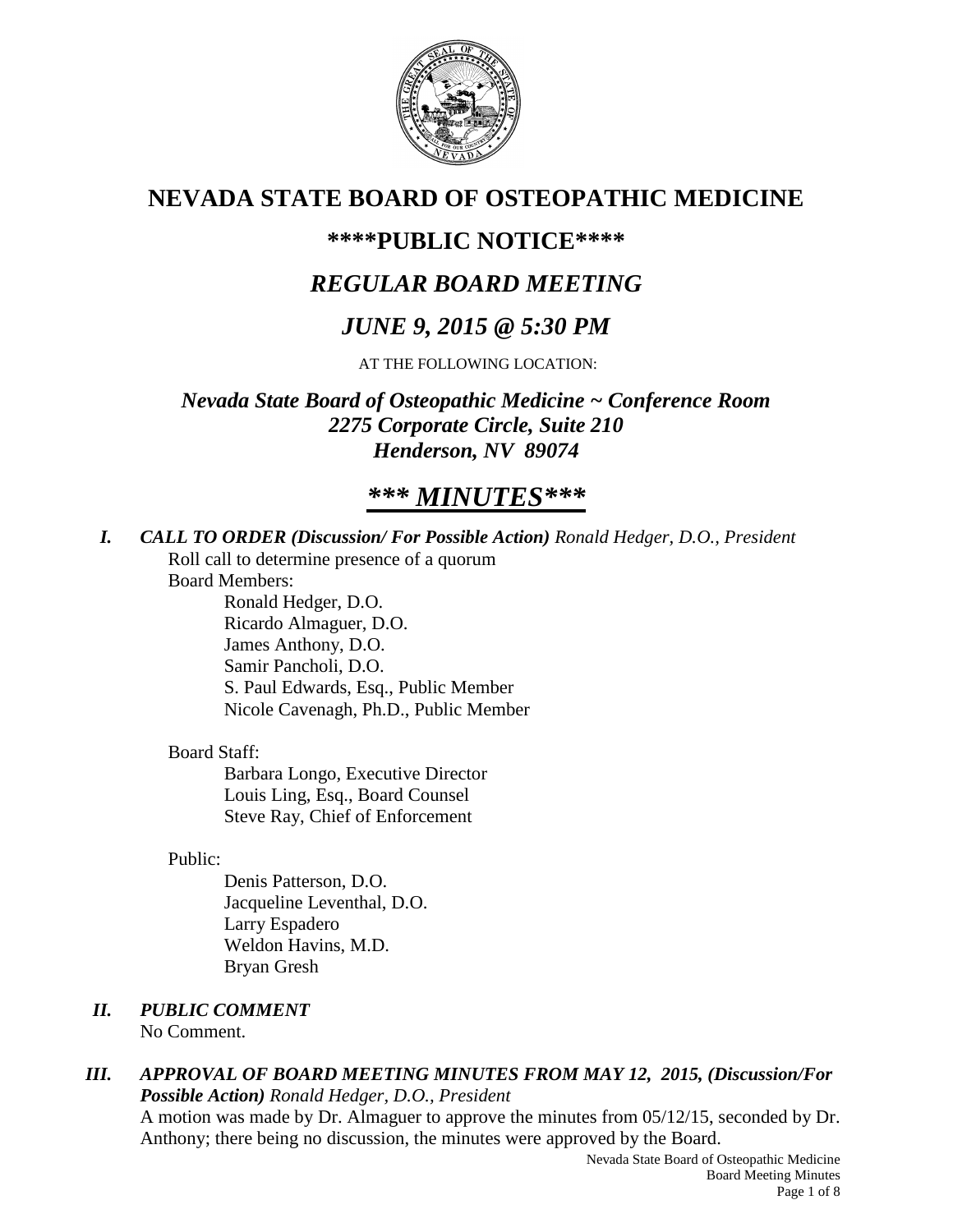# NEVADA STATE BOARD OF OSTEOPATHIC MEDICINE

## ****PUBLIC NOTICE****

## *REGULAR BOARD MEETING*

## *JUNE 9, 2015 @ 5:30 PM*

AT THE FOLLOWING LOCATION:

***Nevada State Board of Osteopathic Medicine ~ Conference Room***
***2275 Corporate Circle, Suite 210***
***Henderson, NV 89074***

# ***\*\*\* MINUTES\*\*\****

***I. CALL TO ORDER (Discussion/ For Possible Action)*** *Ronald Hedger, D.O., President*

Roll call to determine presence of a quorum

Board Members:

- Ronald Hedger, D.O.
- Ricardo Almaguer, D.O.
- James Anthony, D.O.
- Samir Pancholi, D.O.
- S. Paul Edwards, Esq., Public Member
- Nicole Cavenagh, Ph.D., Public Member

Board Staff:

- Barbara Longo, Executive Director
- Louis Ling, Esq., Board Counsel
- Steve Ray, Chief of Enforcement

Public:

- Denis Patterson, D.O.
- Jacqueline Leventhal, D.O.
- Larry Espadero
- Weldon Havins, M.D.
- Bryan Gresh

***II. PUBLIC COMMENT***

No Comment.

***III. APPROVAL OF BOARD MEETING MINUTES FROM MAY 12, 2015, (Discussion/For Possible Action)*** *Ronald Hedger, D.O., President*

A motion was made by Dr. Almaguer to approve the minutes from 05/12/15, seconded by Dr. Anthony; there being no discussion, the minutes were approved by the Board.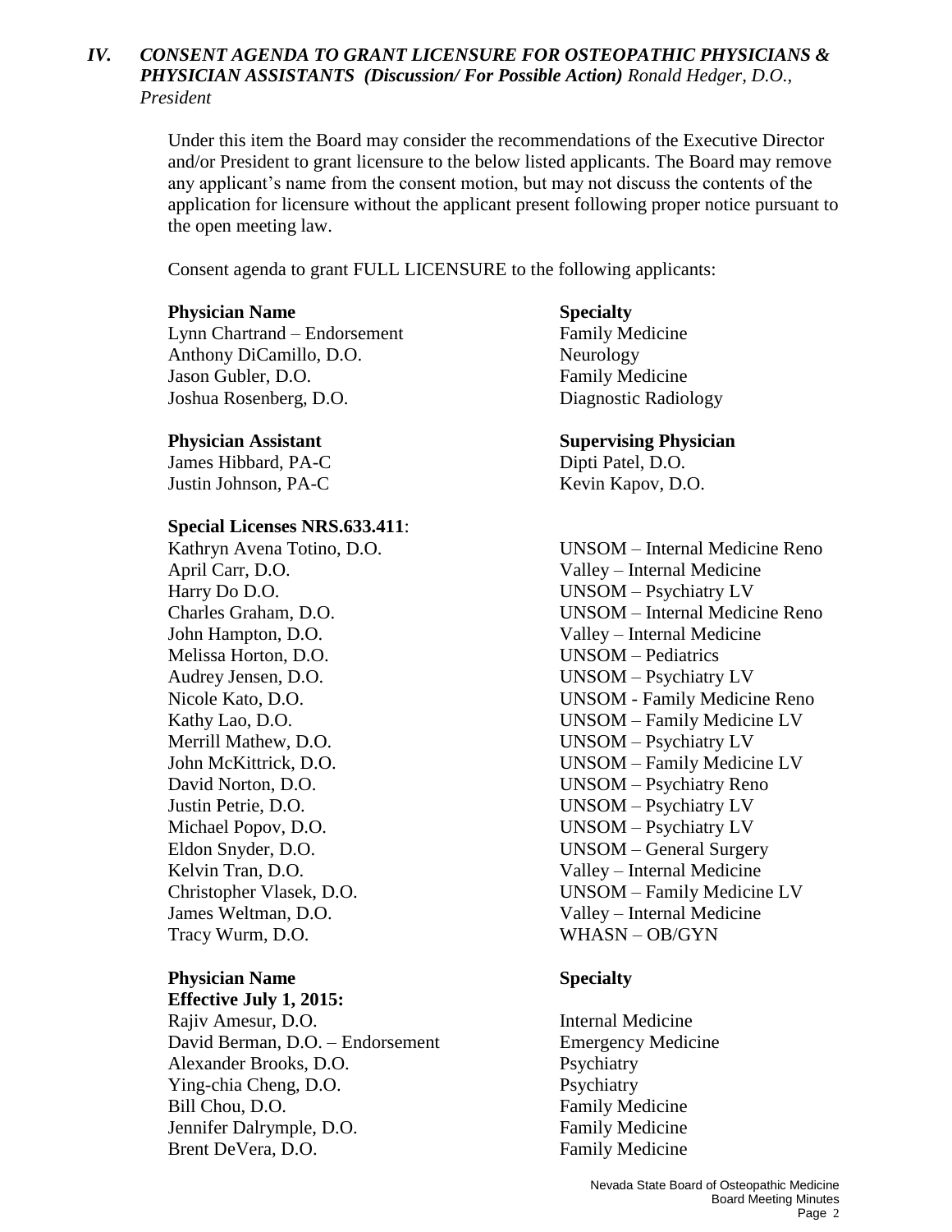## *IV. CONSENT AGENDA TO GRANT LICENSURE FOR OSTEOPATHIC PHYSICIANS & PHYSICIAN ASSISTANTS (Discussion/ For Possible Action) Ronald Hedger, D.O., President*

Under this item the Board may consider the recommendations of the Executive Director and/or President to grant licensure to the below listed applicants. The Board may remove any applicant's name from the consent motion, but may not discuss the contents of the application for licensure without the applicant present following proper notice pursuant to the open meeting law.

Consent agenda to grant FULL LICENSURE to the following applicants:

| **Physician Name** | **Specialty** |
|---|---|
| Lynn Chartrand – Endorsement | Family Medicine |
| Anthony DiCamillo, D.O. | Neurology |
| Jason Gubler, D.O. | Family Medicine |
| Joshua Rosenberg, D.O. | Diagnostic Radiology |

| **Physician Assistant** | **Supervising Physician** |
|---|---|
| James Hibbard, PA-C | Dipti Patel, D.O. |
| Justin Johnson, PA-C | Kevin Kapov, D.O. |

**Special Licenses NRS.633.411**:

| | |
|---|---|
| Kathryn Avena Totino, D.O. | UNSOM – Internal Medicine Reno |
| April Carr, D.O. | Valley – Internal Medicine |
| Harry Do D.O. | UNSOM – Psychiatry LV |
| Charles Graham, D.O. | UNSOM – Internal Medicine Reno |
| John Hampton, D.O. | Valley – Internal Medicine |
| Melissa Horton, D.O. | UNSOM – Pediatrics |
| Audrey Jensen, D.O. | UNSOM – Psychiatry LV |
| Nicole Kato, D.O. | UNSOM - Family Medicine Reno |
| Kathy Lao, D.O. | UNSOM – Family Medicine LV |
| Merrill Mathew, D.O. | UNSOM – Psychiatry LV |
| John McKittrick, D.O. | UNSOM – Family Medicine LV |
| David Norton, D.O. | UNSOM – Psychiatry Reno |
| Justin Petrie, D.O. | UNSOM – Psychiatry LV |
| Michael Popov, D.O. | UNSOM – Psychiatry LV |
| Eldon Snyder, D.O. | UNSOM – General Surgery |
| Kelvin Tran, D.O. | Valley – Internal Medicine |
| Christopher Vlasek, D.O. | UNSOM – Family Medicine LV |
| James Weltman, D.O. | Valley – Internal Medicine |
| Tracy Wurm, D.O. | WHASN – OB/GYN |

| **Physician Name** **Effective July 1, 2015:** | **Specialty** |
|---|---|
| Rajiv Amesur, D.O. | Internal Medicine |
| David Berman, D.O. – Endorsement | Emergency Medicine |
| Alexander Brooks, D.O. | Psychiatry |
| Ying-chia Cheng, D.O. | Psychiatry |
| Bill Chou, D.O. | Family Medicine |
| Jennifer Dalrymple, D.O. | Family Medicine |
| Brent DeVera, D.O. | Family Medicine |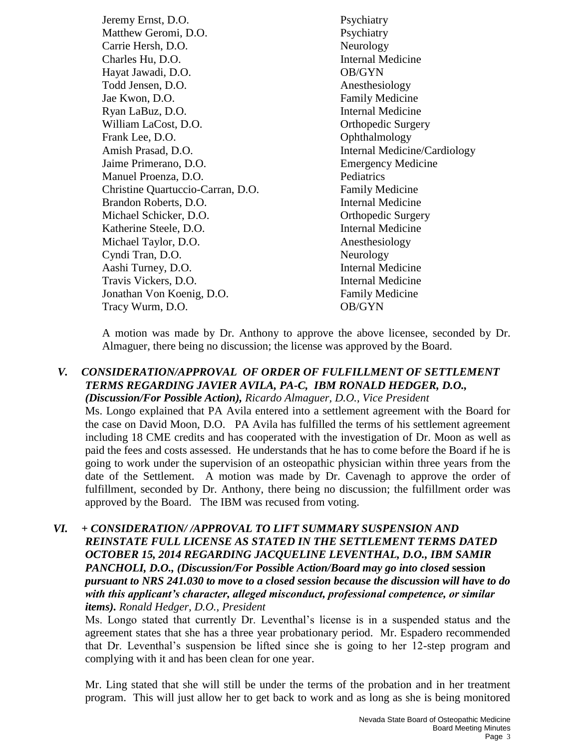| | |
|---|---|
| Jeremy Ernst, D.O. | Psychiatry |
| Matthew Geromi, D.O. | Psychiatry |
| Carrie Hersh, D.O. | Neurology |
| Charles Hu, D.O. | Internal Medicine |
| Hayat Jawadi, D.O. | OB/GYN |
| Todd Jensen, D.O. | Anesthesiology |
| Jae Kwon, D.O. | Family Medicine |
| Ryan LaBuz, D.O. | Internal Medicine |
| William LaCost, D.O. | Orthopedic Surgery |
| Frank Lee, D.O. | Ophthalmology |
| Amish Prasad, D.O. | Internal Medicine/Cardiology |
| Jaime Primerano, D.O. | Emergency Medicine |
| Manuel Proenza, D.O. | Pediatrics |
| Christine Quartuccio-Carran, D.O. | Family Medicine |
| Brandon Roberts, D.O. | Internal Medicine |
| Michael Schicker, D.O. | Orthopedic Surgery |
| Katherine Steele, D.O. | Internal Medicine |
| Michael Taylor, D.O. | Anesthesiology |
| Cyndi Tran, D.O. | Neurology |
| Aashi Turney, D.O. | Internal Medicine |
| Travis Vickers, D.O. | Internal Medicine |
| Jonathan Von Koenig, D.O. | Family Medicine |
| Tracy Wurm, D.O. | OB/GYN |

A motion was made by Dr. Anthony to approve the above licensee, seconded by Dr. Almaguer, there being no discussion; the license was approved by the Board.

***V. CONSIDERATION/APPROVAL OF ORDER OF FULFILLMENT OF SETTLEMENT TERMS REGARDING JAVIER AVILA, PA-C, IBM RONALD HEDGER, D.O., (Discussion/For Possible Action),*** *Ricardo Almaguer, D.O., Vice President*

Ms. Longo explained that PA Avila entered into a settlement agreement with the Board for the case on David Moon, D.O. PA Avila has fulfilled the terms of his settlement agreement including 18 CME credits and has cooperated with the investigation of Dr. Moon as well as paid the fees and costs assessed. He understands that he has to come before the Board if he is going to work under the supervision of an osteopathic physician within three years from the date of the Settlement. A motion was made by Dr. Cavenagh to approve the order of fulfillment, seconded by Dr. Anthony, there being no discussion; the fulfillment order was approved by the Board. The IBM was recused from voting.

***VI. + CONSIDERATION/ /APPROVAL TO LIFT SUMMARY SUSPENSION AND REINSTATE FULL LICENSE AS STATED IN THE SETTLEMENT TERMS DATED OCTOBER 15, 2014 REGARDING JACQUELINE LEVENTHAL, D.O., IBM SAMIR PANCHOLI, D.O., (Discussion/For Possible Action/Board may go into closed* session *pursuant to NRS 241.030 to move to a closed session because the discussion will have to do with this applicant's character, alleged misconduct, professional competence, or similar items).*** *Ronald Hedger, D.O., President*

Ms. Longo stated that currently Dr. Leventhal's license is in a suspended status and the agreement states that she has a three year probationary period. Mr. Espadero recommended that Dr. Leventhal's suspension be lifted since she is going to her 12-step program and complying with it and has been clean for one year.

Mr. Ling stated that she will still be under the terms of the probation and in her treatment program. This will just allow her to get back to work and as long as she is being monitored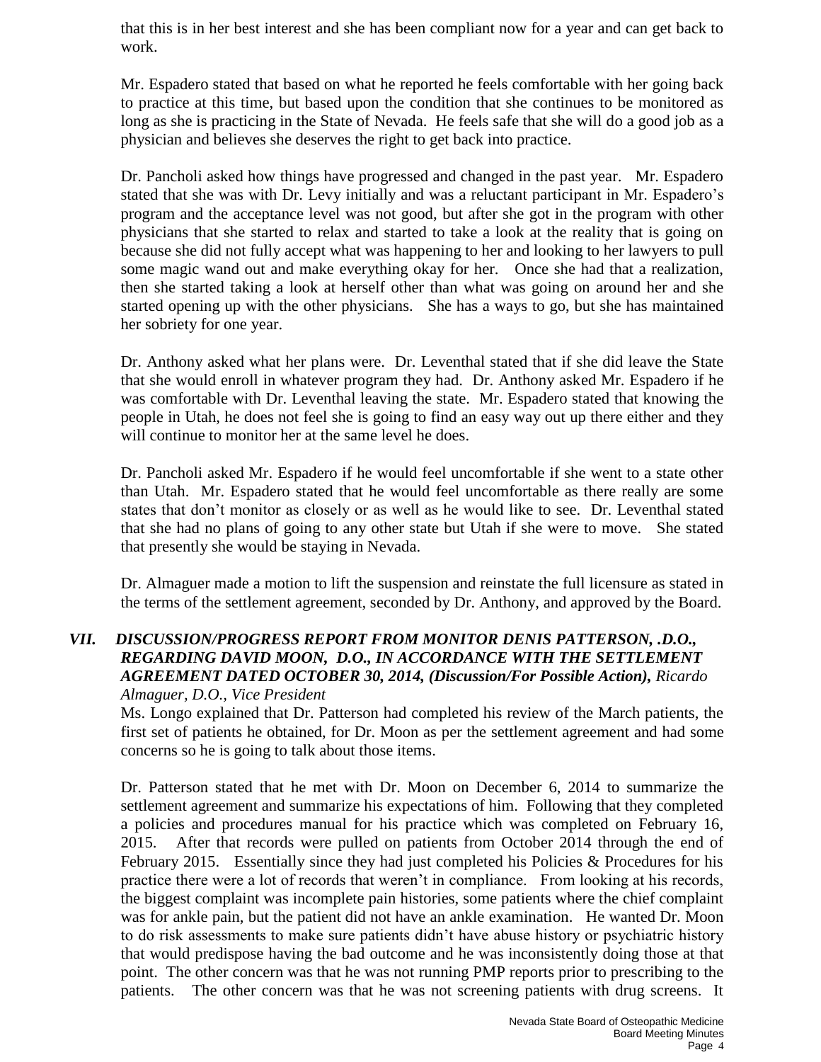that this is in her best interest and she has been compliant now for a year and can get back to work.

Mr. Espadero stated that based on what he reported he feels comfortable with her going back to practice at this time, but based upon the condition that she continues to be monitored as long as she is practicing in the State of Nevada. He feels safe that she will do a good job as a physician and believes she deserves the right to get back into practice.

Dr. Pancholi asked how things have progressed and changed in the past year. Mr. Espadero stated that she was with Dr. Levy initially and was a reluctant participant in Mr. Espadero's program and the acceptance level was not good, but after she got in the program with other physicians that she started to relax and started to take a look at the reality that is going on because she did not fully accept what was happening to her and looking to her lawyers to pull some magic wand out and make everything okay for her. Once she had that a realization, then she started taking a look at herself other than what was going on around her and she started opening up with the other physicians. She has a ways to go, but she has maintained her sobriety for one year.

Dr. Anthony asked what her plans were. Dr. Leventhal stated that if she did leave the State that she would enroll in whatever program they had. Dr. Anthony asked Mr. Espadero if he was comfortable with Dr. Leventhal leaving the state. Mr. Espadero stated that knowing the people in Utah, he does not feel she is going to find an easy way out up there either and they will continue to monitor her at the same level he does.

Dr. Pancholi asked Mr. Espadero if he would feel uncomfortable if she went to a state other than Utah. Mr. Espadero stated that he would feel uncomfortable as there really are some states that don't monitor as closely or as well as he would like to see. Dr. Leventhal stated that she had no plans of going to any other state but Utah if she were to move. She stated that presently she would be staying in Nevada.

Dr. Almaguer made a motion to lift the suspension and reinstate the full licensure as stated in the terms of the settlement agreement, seconded by Dr. Anthony, and approved by the Board.

## *VII. DISCUSSION/PROGRESS REPORT FROM MONITOR DENIS PATTERSON, .D.O., REGARDING DAVID MOON, D.O., IN ACCORDANCE WITH THE SETTLEMENT AGREEMENT DATED OCTOBER 30, 2014, (Discussion/For Possible Action), Ricardo Almaguer, D.O., Vice President*

Ms. Longo explained that Dr. Patterson had completed his review of the March patients, the first set of patients he obtained, for Dr. Moon as per the settlement agreement and had some concerns so he is going to talk about those items.

Dr. Patterson stated that he met with Dr. Moon on December 6, 2014 to summarize the settlement agreement and summarize his expectations of him. Following that they completed a policies and procedures manual for his practice which was completed on February 16, 2015. After that records were pulled on patients from October 2014 through the end of February 2015. Essentially since they had just completed his Policies & Procedures for his practice there were a lot of records that weren't in compliance. From looking at his records, the biggest complaint was incomplete pain histories, some patients where the chief complaint was for ankle pain, but the patient did not have an ankle examination. He wanted Dr. Moon to do risk assessments to make sure patients didn't have abuse history or psychiatric history that would predispose having the bad outcome and he was inconsistently doing those at that point. The other concern was that he was not running PMP reports prior to prescribing to the patients. The other concern was that he was not screening patients with drug screens. It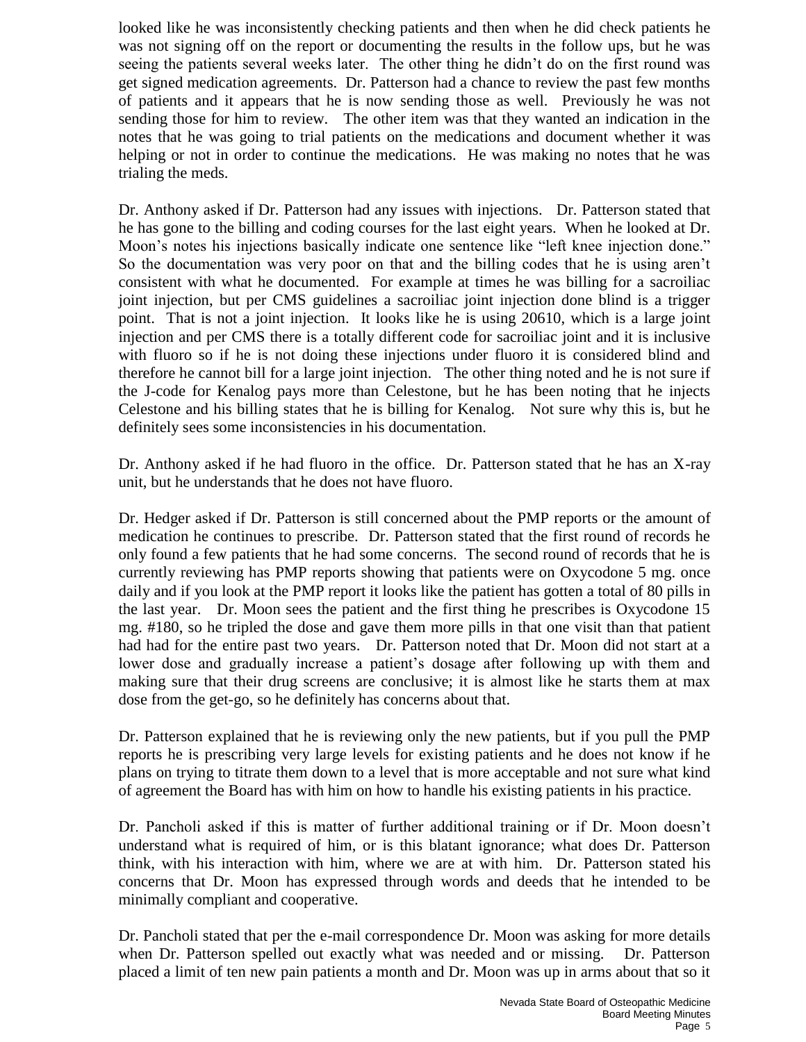looked like he was inconsistently checking patients and then when he did check patients he was not signing off on the report or documenting the results in the follow ups, but he was seeing the patients several weeks later. The other thing he didn't do on the first round was get signed medication agreements. Dr. Patterson had a chance to review the past few months of patients and it appears that he is now sending those as well. Previously he was not sending those for him to review. The other item was that they wanted an indication in the notes that he was going to trial patients on the medications and document whether it was helping or not in order to continue the medications. He was making no notes that he was trialing the meds.

Dr. Anthony asked if Dr. Patterson had any issues with injections. Dr. Patterson stated that he has gone to the billing and coding courses for the last eight years. When he looked at Dr. Moon's notes his injections basically indicate one sentence like "left knee injection done." So the documentation was very poor on that and the billing codes that he is using aren't consistent with what he documented. For example at times he was billing for a sacroiliac joint injection, but per CMS guidelines a sacroiliac joint injection done blind is a trigger point. That is not a joint injection. It looks like he is using 20610, which is a large joint injection and per CMS there is a totally different code for sacroiliac joint and it is inclusive with fluoro so if he is not doing these injections under fluoro it is considered blind and therefore he cannot bill for a large joint injection. The other thing noted and he is not sure if the J-code for Kenalog pays more than Celestone, but he has been noting that he injects Celestone and his billing states that he is billing for Kenalog. Not sure why this is, but he definitely sees some inconsistencies in his documentation.

Dr. Anthony asked if he had fluoro in the office. Dr. Patterson stated that he has an X-ray unit, but he understands that he does not have fluoro.

Dr. Hedger asked if Dr. Patterson is still concerned about the PMP reports or the amount of medication he continues to prescribe. Dr. Patterson stated that the first round of records he only found a few patients that he had some concerns. The second round of records that he is currently reviewing has PMP reports showing that patients were on Oxycodone 5 mg. once daily and if you look at the PMP report it looks like the patient has gotten a total of 80 pills in the last year. Dr. Moon sees the patient and the first thing he prescribes is Oxycodone 15 mg. #180, so he tripled the dose and gave them more pills in that one visit than that patient had had for the entire past two years. Dr. Patterson noted that Dr. Moon did not start at a lower dose and gradually increase a patient's dosage after following up with them and making sure that their drug screens are conclusive; it is almost like he starts them at max dose from the get-go, so he definitely has concerns about that.

Dr. Patterson explained that he is reviewing only the new patients, but if you pull the PMP reports he is prescribing very large levels for existing patients and he does not know if he plans on trying to titrate them down to a level that is more acceptable and not sure what kind of agreement the Board has with him on how to handle his existing patients in his practice.

Dr. Pancholi asked if this is matter of further additional training or if Dr. Moon doesn't understand what is required of him, or is this blatant ignorance; what does Dr. Patterson think, with his interaction with him, where we are at with him. Dr. Patterson stated his concerns that Dr. Moon has expressed through words and deeds that he intended to be minimally compliant and cooperative.

Dr. Pancholi stated that per the e-mail correspondence Dr. Moon was asking for more details when Dr. Patterson spelled out exactly what was needed and or missing. Dr. Patterson placed a limit of ten new pain patients a month and Dr. Moon was up in arms about that so it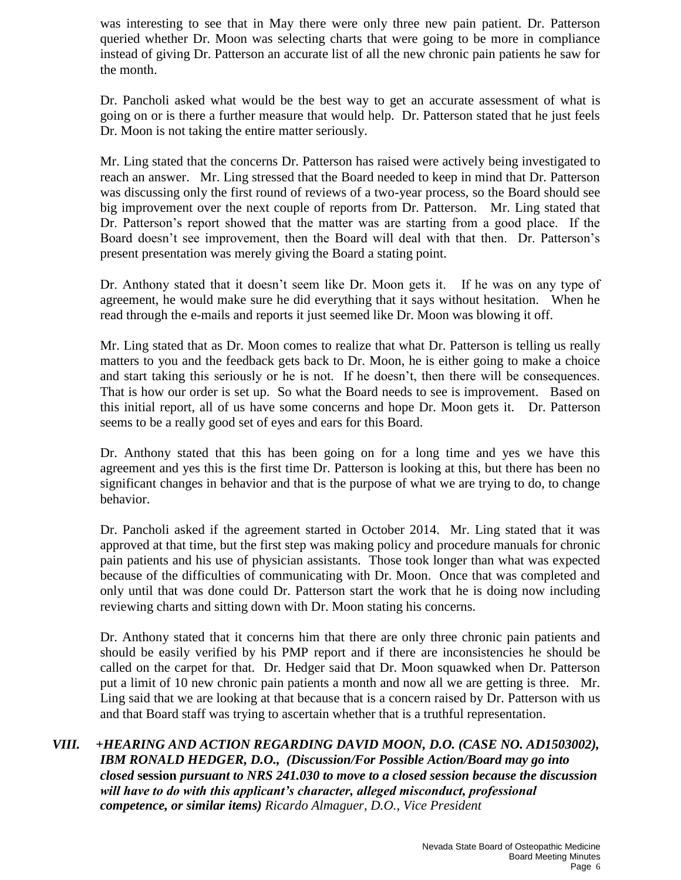was interesting to see that in May there were only three new pain patient. Dr. Patterson queried whether Dr. Moon was selecting charts that were going to be more in compliance instead of giving Dr. Patterson an accurate list of all the new chronic pain patients he saw for the month.

Dr. Pancholi asked what would be the best way to get an accurate assessment of what is going on or is there a further measure that would help. Dr. Patterson stated that he just feels Dr. Moon is not taking the entire matter seriously.

Mr. Ling stated that the concerns Dr. Patterson has raised were actively being investigated to reach an answer. Mr. Ling stressed that the Board needed to keep in mind that Dr. Patterson was discussing only the first round of reviews of a two-year process, so the Board should see big improvement over the next couple of reports from Dr. Patterson. Mr. Ling stated that Dr. Patterson's report showed that the matter was are starting from a good place. If the Board doesn't see improvement, then the Board will deal with that then. Dr. Patterson's present presentation was merely giving the Board a stating point.

Dr. Anthony stated that it doesn't seem like Dr. Moon gets it. If he was on any type of agreement, he would make sure he did everything that it says without hesitation. When he read through the e-mails and reports it just seemed like Dr. Moon was blowing it off.

Mr. Ling stated that as Dr. Moon comes to realize that what Dr. Patterson is telling us really matters to you and the feedback gets back to Dr. Moon, he is either going to make a choice and start taking this seriously or he is not. If he doesn't, then there will be consequences. That is how our order is set up. So what the Board needs to see is improvement. Based on this initial report, all of us have some concerns and hope Dr. Moon gets it. Dr. Patterson seems to be a really good set of eyes and ears for this Board.

Dr. Anthony stated that this has been going on for a long time and yes we have this agreement and yes this is the first time Dr. Patterson is looking at this, but there has been no significant changes in behavior and that is the purpose of what we are trying to do, to change behavior.

Dr. Pancholi asked if the agreement started in October 2014. Mr. Ling stated that it was approved at that time, but the first step was making policy and procedure manuals for chronic pain patients and his use of physician assistants. Those took longer than what was expected because of the difficulties of communicating with Dr. Moon. Once that was completed and only until that was done could Dr. Patterson start the work that he is doing now including reviewing charts and sitting down with Dr. Moon stating his concerns.

Dr. Anthony stated that it concerns him that there are only three chronic pain patients and should be easily verified by his PMP report and if there are inconsistencies he should be called on the carpet for that. Dr. Hedger said that Dr. Moon squawked when Dr. Patterson put a limit of 10 new chronic pain patients a month and now all we are getting is three. Mr. Ling said that we are looking at that because that is a concern raised by Dr. Patterson with us and that Board staff was trying to ascertain whether that is a truthful representation.

***VIII. +HEARING AND ACTION REGARDING DAVID MOON, D.O. (CASE NO. AD1503002), IBM RONALD HEDGER, D.O., (Discussion/For Possible Action/Board may go into closed* session *pursuant to NRS 241.030 to move to a closed session because the discussion will have to do with this applicant's character, alleged misconduct, professional competence, or similar items)*** *Ricardo Almaguer, D.O., Vice President*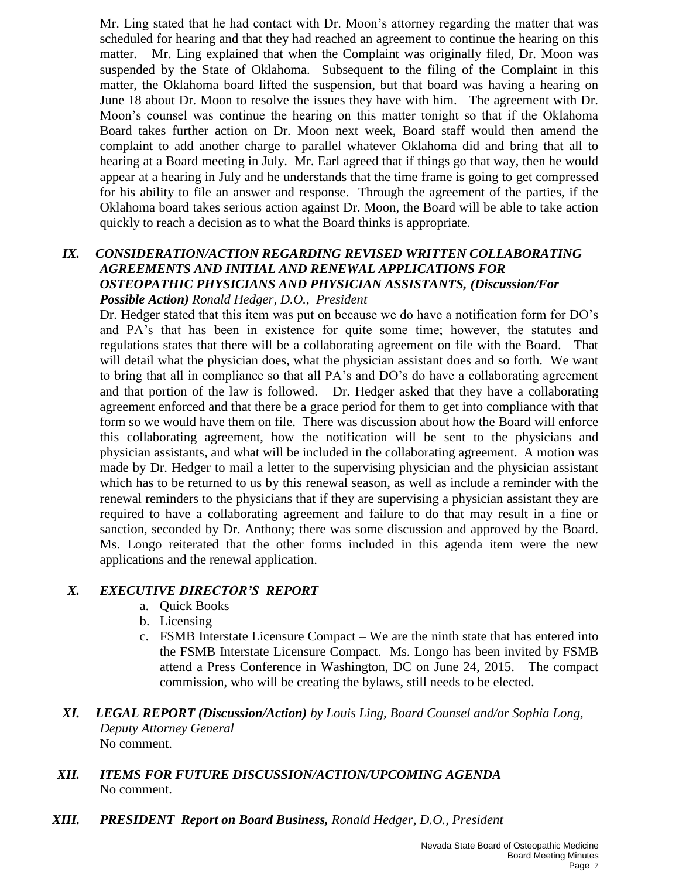Mr. Ling stated that he had contact with Dr. Moon's attorney regarding the matter that was scheduled for hearing and that they had reached an agreement to continue the hearing on this matter. Mr. Ling explained that when the Complaint was originally filed, Dr. Moon was suspended by the State of Oklahoma. Subsequent to the filing of the Complaint in this matter, the Oklahoma board lifted the suspension, but that board was having a hearing on June 18 about Dr. Moon to resolve the issues they have with him. The agreement with Dr. Moon's counsel was continue the hearing on this matter tonight so that if the Oklahoma Board takes further action on Dr. Moon next week, Board staff would then amend the complaint to add another charge to parallel whatever Oklahoma did and bring that all to hearing at a Board meeting in July. Mr. Earl agreed that if things go that way, then he would appear at a hearing in July and he understands that the time frame is going to get compressed for his ability to file an answer and response. Through the agreement of the parties, if the Oklahoma board takes serious action against Dr. Moon, the Board will be able to take action quickly to reach a decision as to what the Board thinks is appropriate.

## *IX. CONSIDERATION/ACTION REGARDING REVISED WRITTEN COLLABORATING AGREEMENTS AND INITIAL AND RENEWAL APPLICATIONS FOR OSTEOPATHIC PHYSICIANS AND PHYSICIAN ASSISTANTS, (Discussion/For Possible Action)* *Ronald Hedger, D.O., President*

Dr. Hedger stated that this item was put on because we do have a notification form for DO's and PA's that has been in existence for quite some time; however, the statutes and regulations states that there will be a collaborating agreement on file with the Board. That will detail what the physician does, what the physician assistant does and so forth. We want to bring that all in compliance so that all PA's and DO's do have a collaborating agreement and that portion of the law is followed. Dr. Hedger asked that they have a collaborating agreement enforced and that there be a grace period for them to get into compliance with that form so we would have them on file. There was discussion about how the Board will enforce this collaborating agreement, how the notification will be sent to the physicians and physician assistants, and what will be included in the collaborating agreement. A motion was made by Dr. Hedger to mail a letter to the supervising physician and the physician assistant which has to be returned to us by this renewal season, as well as include a reminder with the renewal reminders to the physicians that if they are supervising a physician assistant they are required to have a collaborating agreement and failure to do that may result in a fine or sanction, seconded by Dr. Anthony; there was some discussion and approved by the Board. Ms. Longo reiterated that the other forms included in this agenda item were the new applications and the renewal application.

## *X. EXECUTIVE DIRECTOR'S REPORT*

a. Quick Books
b. Licensing
c. FSMB Interstate Licensure Compact – We are the ninth state that has entered into the FSMB Interstate Licensure Compact. Ms. Longo has been invited by FSMB attend a Press Conference in Washington, DC on June 24, 2015. The compact commission, who will be creating the bylaws, still needs to be elected.

## *XI. LEGAL REPORT (Discussion/Action)* *by Louis Ling, Board Counsel and/or Sophia Long, Deputy Attorney General*

No comment.

## *XII. ITEMS FOR FUTURE DISCUSSION/ACTION/UPCOMING AGENDA*

No comment.

## *XIII. PRESIDENT Report on Board Business,* *Ronald Hedger, D.O., President*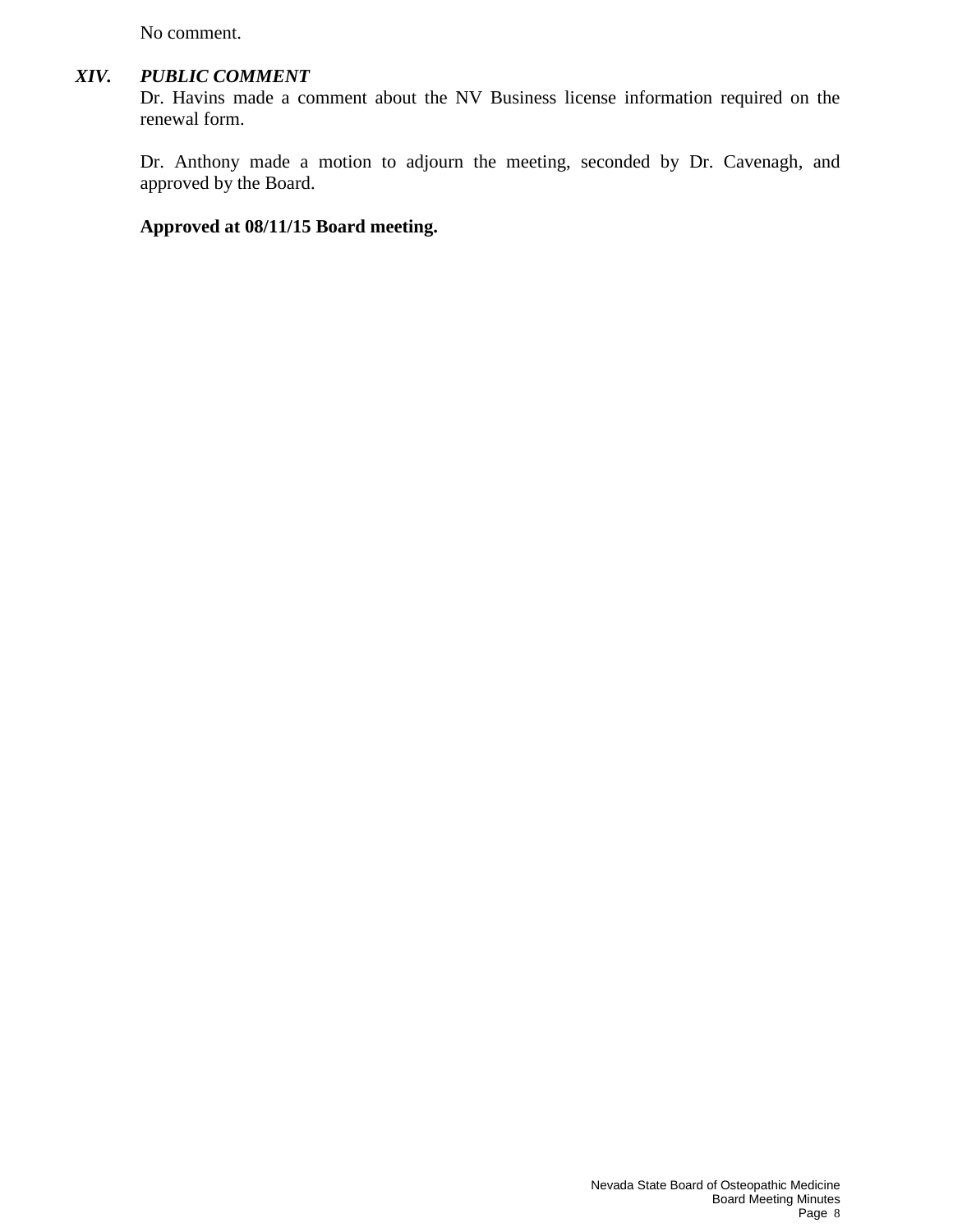No comment.

***XIV. PUBLIC COMMENT***

Dr. Havins made a comment about the NV Business license information required on the renewal form.

Dr. Anthony made a motion to adjourn the meeting, seconded by Dr. Cavenagh, and approved by the Board.

**Approved at 08/11/15 Board meeting.**